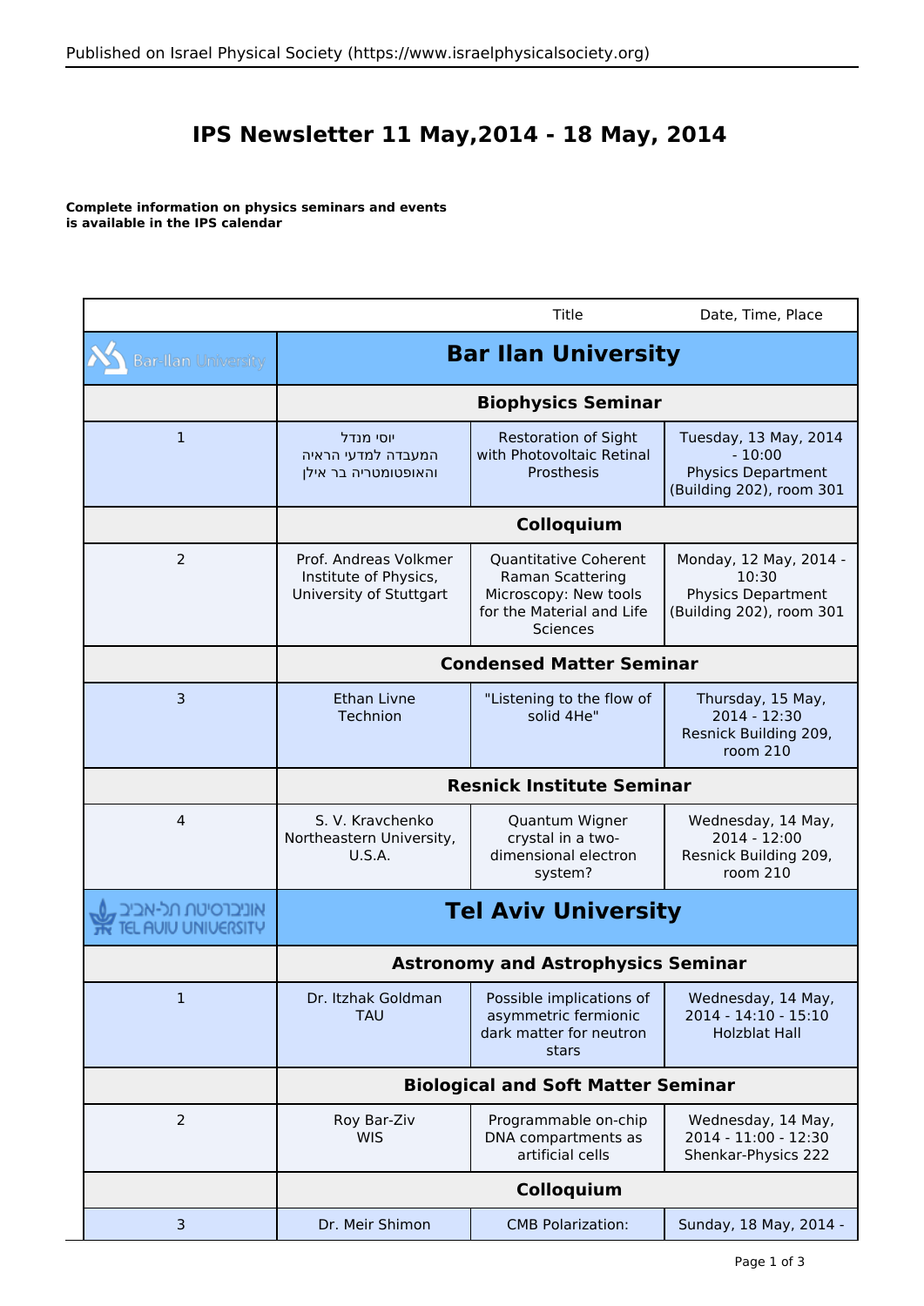# IPS Newsletter 11 May,2014 - 18 May, 2014

**Complete information on physics seminars and events is available in the IPS calendar**

| | | Title | Date, Time, Place |
|---|---|---|---|
| Bar-Ilan University | **Bar Ilan University** | | |
| | **Biophysics Seminar** | | |
| 1 | יוסי מנדל<br>המעבדה למדעי הראיה והאופטומטריה בר אילן | Restoration of Sight with Photovoltaic Retinal Prosthesis | Tuesday, 13 May, 2014 - 10:00<br>Physics Department (Building 202), room 301 |
| | **Colloquium** | | |
| 2 | Prof. Andreas Volkmer<br>Institute of Physics, University of Stuttgart | Quantitative Coherent Raman Scattering Microscopy: New tools for the Material and Life Sciences | Monday, 12 May, 2014 - 10:30<br>Physics Department (Building 202), room 301 |
| | **Condensed Matter Seminar** | | |
| 3 | Ethan Livne<br>Technion | "Listening to the flow of solid 4He" | Thursday, 15 May, 2014 - 12:30<br>Resnick Building 209, room 210 |
| | **Resnick Institute Seminar** | | |
| 4 | S. V. Kravchenko<br>Northeastern University, U.S.A. | Quantum Wigner crystal in a two-dimensional electron system? | Wednesday, 14 May, 2014 - 12:00<br>Resnick Building 209, room 210 |
| אוניברסיטת תל-אביב TEL AVIV UNIVERSITY | **Tel Aviv University** | | |
| | **Astronomy and Astrophysics Seminar** | | |
| 1 | Dr. Itzhak Goldman<br>TAU | Possible implications of asymmetric fermionic dark matter for neutron stars | Wednesday, 14 May, 2014 - 14:10 - 15:10<br>Holzblat Hall |
| | **Biological and Soft Matter Seminar** | | |
| 2 | Roy Bar-Ziv<br>WIS | Programmable on-chip DNA compartments as artificial cells | Wednesday, 14 May, 2014 - 11:00 - 12:30<br>Shenkar-Physics 222 |
| | **Colloquium** | | |
| 3 | Dr. Meir Shimon | CMB Polarization: | Sunday, 18 May, 2014 - |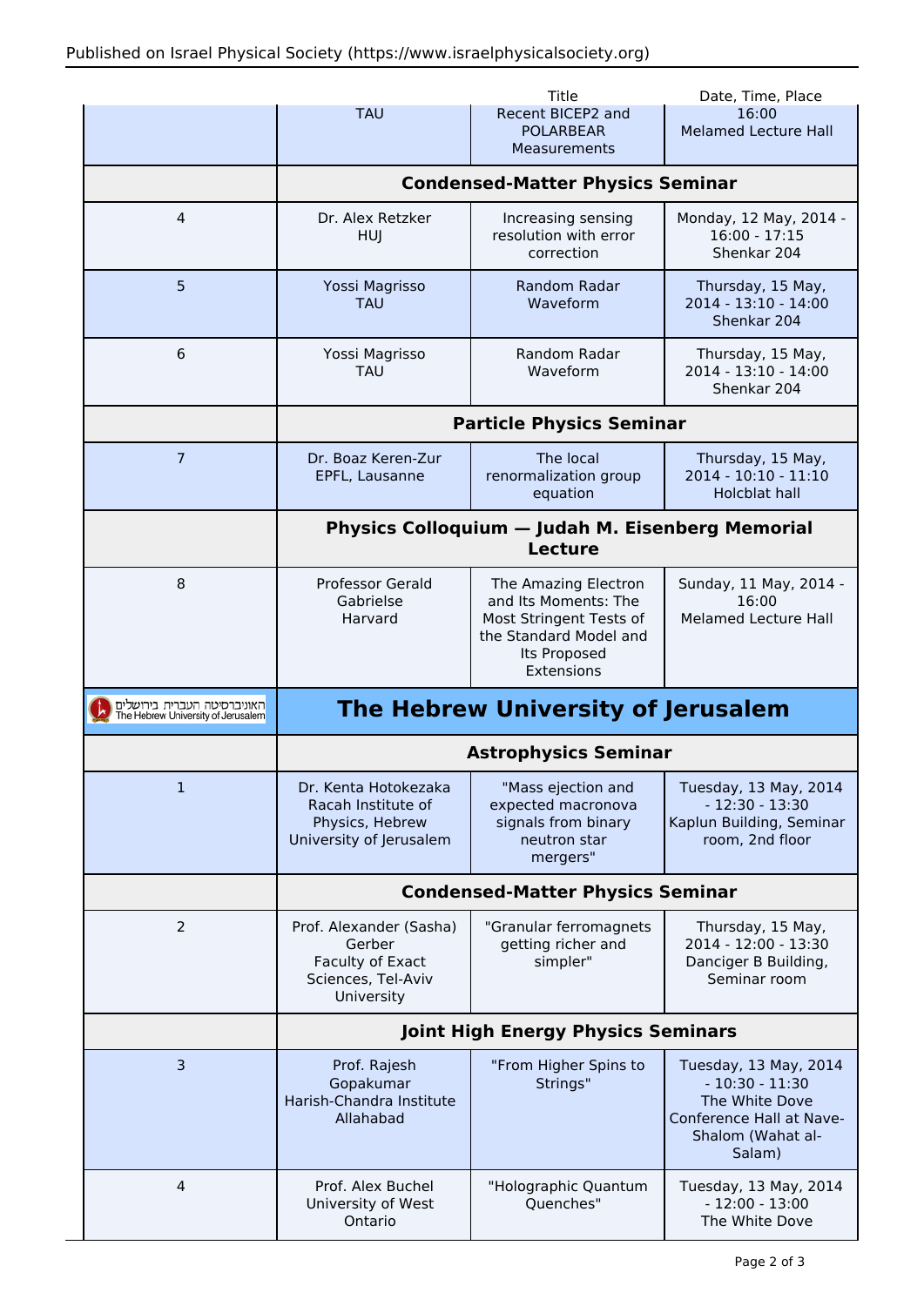|  |  | Title | Date, Time, Place |
|---|---|---|---|
|  | TAU | Recent BICEP2 and POLARBEAR Measurements | 16:00<br>Melamed Lecture Hall |
|  | **Condensed-Matter Physics Seminar** |  |  |
| 4 | Dr. Alex Retzker<br>HUJ | Increasing sensing resolution with error correction | Monday, 12 May, 2014 - 16:00 - 17:15<br>Shenkar 204 |
| 5 | Yossi Magrisso<br>TAU | Random Radar Waveform | Thursday, 15 May, 2014 - 13:10 - 14:00<br>Shenkar 204 |
| 6 | Yossi Magrisso<br>TAU | Random Radar Waveform | Thursday, 15 May, 2014 - 13:10 - 14:00<br>Shenkar 204 |
|  | **Particle Physics Seminar** |  |  |
| 7 | Dr. Boaz Keren-Zur<br>EPFL, Lausanne | The local renormalization group equation | Thursday, 15 May, 2014 - 10:10 - 11:10<br>Holcblat hall |
|  | **Physics Colloquium — Judah M. Eisenberg Memorial Lecture** |  |  |
| 8 | Professor Gerald Gabrielse<br>Harvard | The Amazing Electron and Its Moments: The Most Stringent Tests of the Standard Model and Its Proposed Extensions | Sunday, 11 May, 2014 - 16:00<br>Melamed Lecture Hall |
| האוניברסיטה העברית בירושלים The Hebrew University of Jerusalem | **The Hebrew University of Jerusalem** |  |  |
|  | **Astrophysics Seminar** |  |  |
| 1 | Dr. Kenta Hotokezaka<br>Racah Institute of Physics, Hebrew University of Jerusalem | "Mass ejection and expected macronova signals from binary neutron star mergers" | Tuesday, 13 May, 2014 - 12:30 - 13:30<br>Kaplun Building, Seminar room, 2nd floor |
|  | **Condensed-Matter Physics Seminar** |  |  |
| 2 | Prof. Alexander (Sasha) Gerber<br>Faculty of Exact Sciences, Tel-Aviv University | "Granular ferromagnets getting richer and simpler" | Thursday, 15 May, 2014 - 12:00 - 13:30<br>Danciger B Building, Seminar room |
|  | **Joint High Energy Physics Seminars** |  |  |
| 3 | Prof. Rajesh Gopakumar<br>Harish-Chandra Institute Allahabad | "From Higher Spins to Strings" | Tuesday, 13 May, 2014 - 10:30 - 11:30<br>The White Dove Conference Hall at Nave-Shalom (Wahat al-Salam) |
| 4 | Prof. Alex Buchel<br>University of West Ontario | "Holographic Quantum Quenches" | Tuesday, 13 May, 2014 - 12:00 - 13:00<br>The White Dove |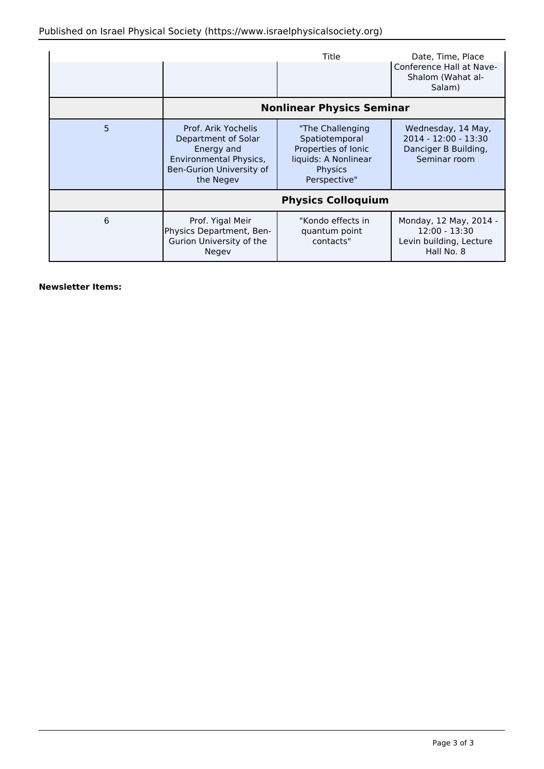| | | Title | Date, Time, Place |
|---|---|---|---|
| | | | Conference Hall at Nave-Shalom (Wahat al-Salam) |
| | **Nonlinear Physics Seminar** | | |
| 5 | Prof. Arik Yochelis Department of Solar Energy and Environmental Physics, Ben-Gurion University of the Negev | "The Challenging Spatiotemporal Properties of Ionic liquids: A Nonlinear Physics Perspective" | Wednesday, 14 May, 2014 - 12:00 - 13:30 Danciger B Building, Seminar room |
| | **Physics Colloquium** | | |
| 6 | Prof. Yigal Meir Physics Department, Ben-Gurion University of the Negev | "Kondo effects in quantum point contacts" | Monday, 12 May, 2014 - 12:00 - 13:30 Levin building, Lecture Hall No. 8 |

**Newsletter Items:**